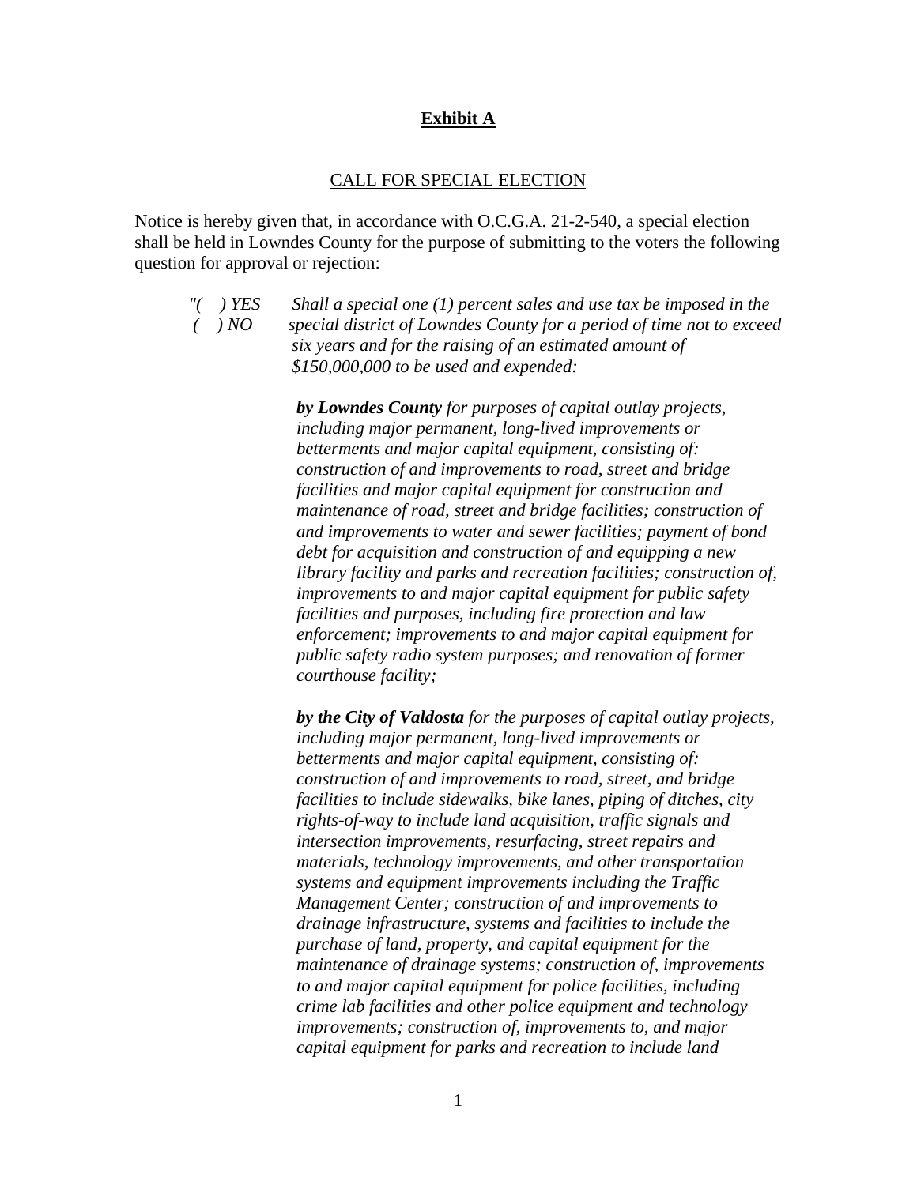**Exhibit A**

CALL FOR SPECIAL ELECTION

Notice is hereby given that, in accordance with O.C.G.A. 21-2-540, a special election shall be held in Lowndes County for the purpose of submitting to the voters the following question for approval or rejection:

*"( ) YES Shall a special one (1) percent sales and use tax be imposed in the*
*( ) NO special district of Lowndes County for a period of time not to exceed six years and for the raising of an estimated amount of $150,000,000 to be used and expended:*

***by Lowndes County** for purposes of capital outlay projects, including major permanent, long-lived improvements or betterments and major capital equipment, consisting of: construction of and improvements to road, street and bridge facilities and major capital equipment for construction and maintenance of road, street and bridge facilities; construction of and improvements to water and sewer facilities; payment of bond debt for acquisition and construction of and equipping a new library facility and parks and recreation facilities; construction of, improvements to and major capital equipment for public safety facilities and purposes, including fire protection and law enforcement; improvements to and major capital equipment for public safety radio system purposes; and renovation of former courthouse facility;*

***by the City of Valdosta** for the purposes of capital outlay projects, including major permanent, long-lived improvements or betterments and major capital equipment, consisting of: construction of and improvements to road, street, and bridge facilities to include sidewalks, bike lanes, piping of ditches, city rights-of-way to include land acquisition, traffic signals and intersection improvements, resurfacing, street repairs and materials, technology improvements, and other transportation systems and equipment improvements including the Traffic Management Center; construction of and improvements to drainage infrastructure, systems and facilities to include the purchase of land, property, and capital equipment for the maintenance of drainage systems; construction of, improvements to and major capital equipment for police facilities, including crime lab facilities and other police equipment and technology improvements; construction of, improvements to, and major capital equipment for parks and recreation to include land*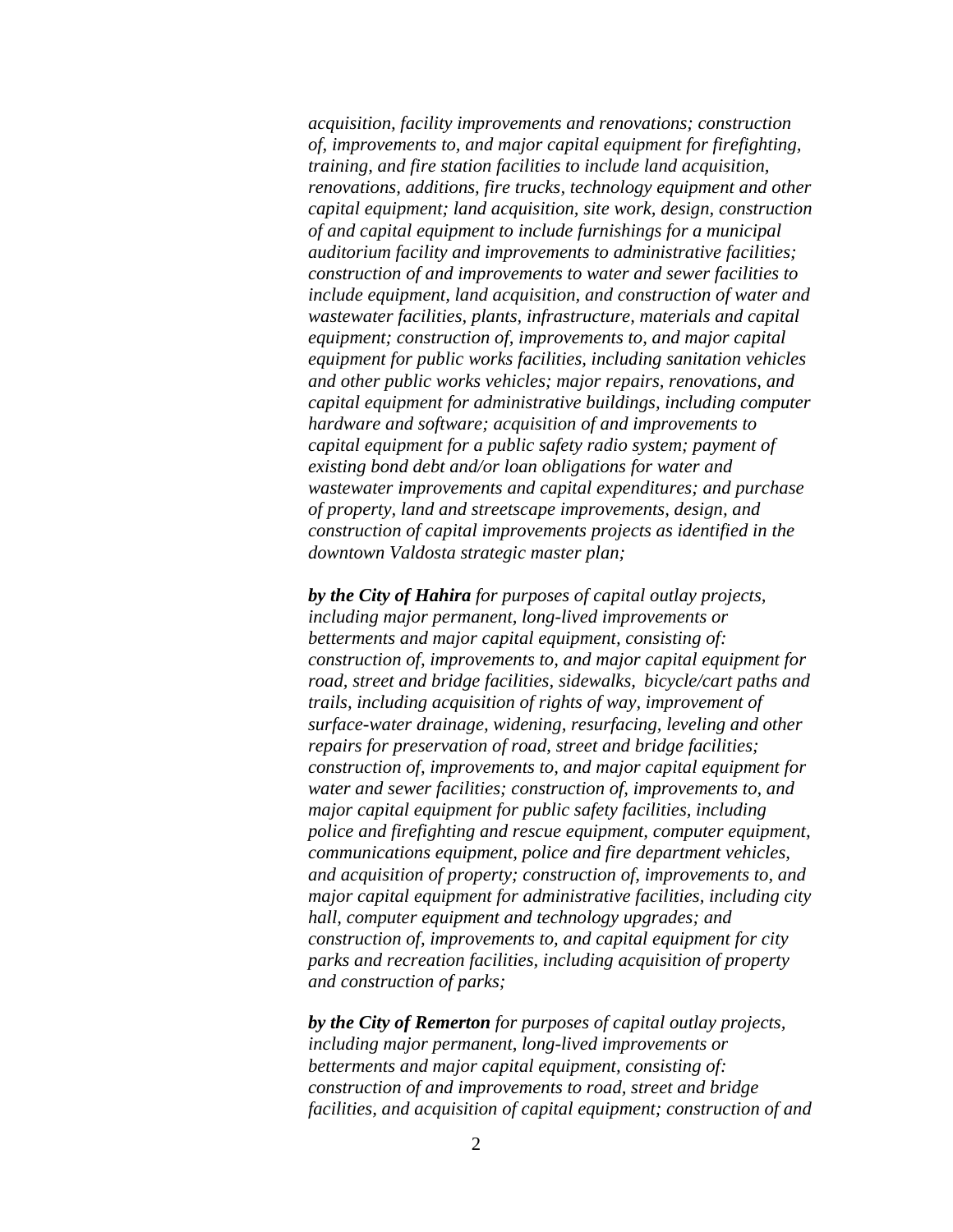*acquisition, facility improvements and renovations; construction of, improvements to, and major capital equipment for firefighting, training, and fire station facilities to include land acquisition, renovations, additions, fire trucks, technology equipment and other capital equipment; land acquisition, site work, design, construction of and capital equipment to include furnishings for a municipal auditorium facility and improvements to administrative facilities; construction of and improvements to water and sewer facilities to include equipment, land acquisition, and construction of water and wastewater facilities, plants, infrastructure, materials and capital equipment; construction of, improvements to, and major capital equipment for public works facilities, including sanitation vehicles and other public works vehicles; major repairs, renovations, and capital equipment for administrative buildings, including computer hardware and software; acquisition of and improvements to capital equipment for a public safety radio system; payment of existing bond debt and/or loan obligations for water and wastewater improvements and capital expenditures; and purchase of property, land and streetscape improvements, design, and construction of capital improvements projects as identified in the downtown Valdosta strategic master plan;*

***by the City of Hahira** for purposes of capital outlay projects, including major permanent, long-lived improvements or betterments and major capital equipment, consisting of: construction of, improvements to, and major capital equipment for road, street and bridge facilities, sidewalks, bicycle/cart paths and trails, including acquisition of rights of way, improvement of surface-water drainage, widening, resurfacing, leveling and other repairs for preservation of road, street and bridge facilities; construction of, improvements to, and major capital equipment for water and sewer facilities; construction of, improvements to, and major capital equipment for public safety facilities, including police and firefighting and rescue equipment, computer equipment, communications equipment, police and fire department vehicles, and acquisition of property; construction of, improvements to, and major capital equipment for administrative facilities, including city hall, computer equipment and technology upgrades; and construction of, improvements to, and capital equipment for city parks and recreation facilities, including acquisition of property and construction of parks;*

***by the City of Remerton** for purposes of capital outlay projects, including major permanent, long-lived improvements or betterments and major capital equipment, consisting of: construction of and improvements to road, street and bridge facilities, and acquisition of capital equipment; construction of and*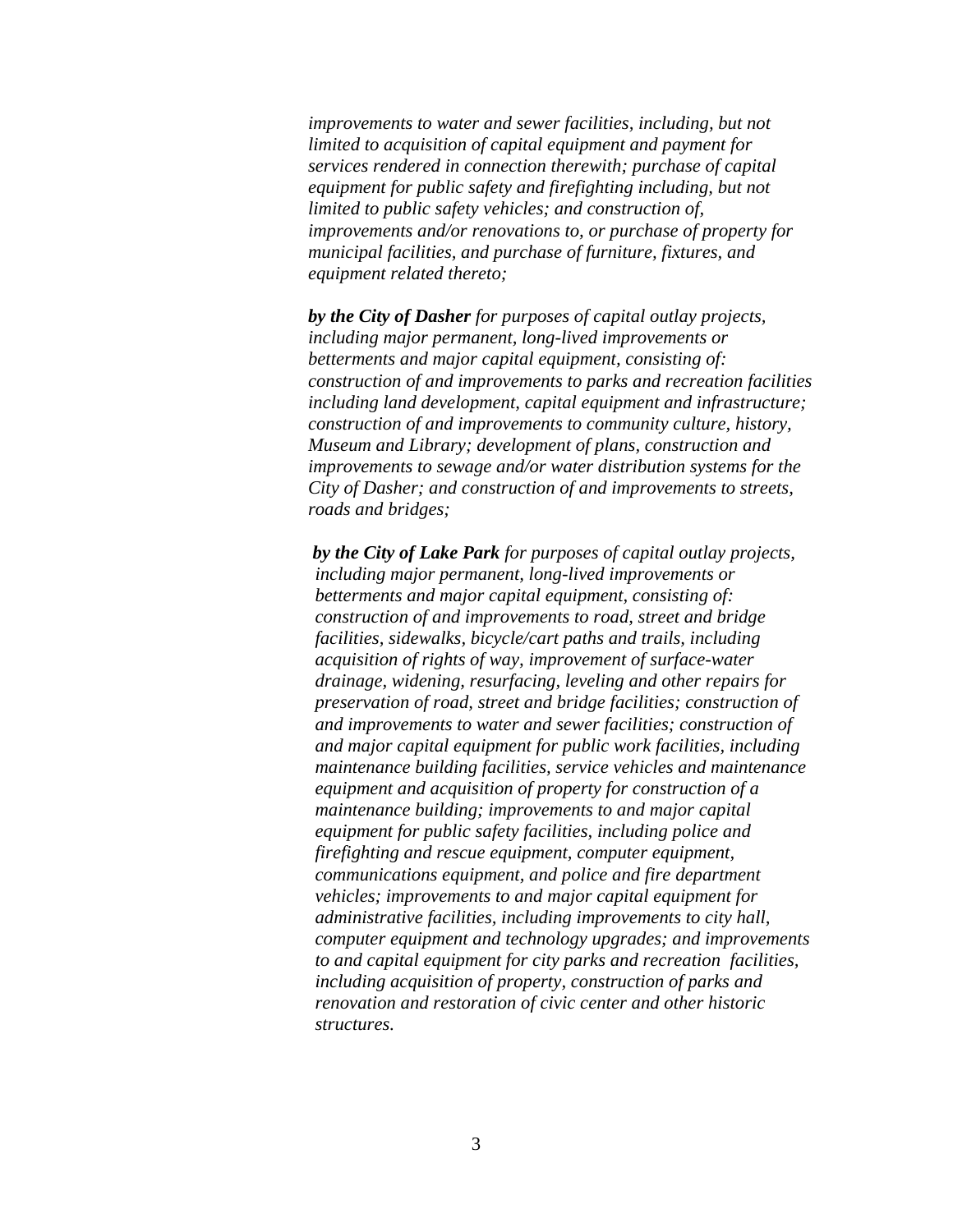*improvements to water and sewer facilities, including, but not limited to acquisition of capital equipment and payment for services rendered in connection therewith; purchase of capital equipment for public safety and firefighting including, but not limited to public safety vehicles; and construction of, improvements and/or renovations to, or purchase of property for municipal facilities, and purchase of furniture, fixtures, and equipment related thereto;*

***by the City of Dasher*** *for purposes of capital outlay projects, including major permanent, long-lived improvements or betterments and major capital equipment, consisting of: construction of and improvements to parks and recreation facilities including land development, capital equipment and infrastructure; construction of and improvements to community culture, history, Museum and Library; development of plans, construction and improvements to sewage and/or water distribution systems for the City of Dasher; and construction of and improvements to streets, roads and bridges;*

***by the City of Lake Park*** *for purposes of capital outlay projects, including major permanent, long-lived improvements or betterments and major capital equipment, consisting of: construction of and improvements to road, street and bridge facilities, sidewalks, bicycle/cart paths and trails, including acquisition of rights of way, improvement of surface-water drainage, widening, resurfacing, leveling and other repairs for preservation of road, street and bridge facilities; construction of and improvements to water and sewer facilities; construction of and major capital equipment for public work facilities, including maintenance building facilities, service vehicles and maintenance equipment and acquisition of property for construction of a maintenance building; improvements to and major capital equipment for public safety facilities, including police and firefighting and rescue equipment, computer equipment, communications equipment, and police and fire department vehicles; improvements to and major capital equipment for administrative facilities, including improvements to city hall, computer equipment and technology upgrades; and improvements to and capital equipment for city parks and recreation facilities, including acquisition of property, construction of parks and renovation and restoration of civic center and other historic structures.*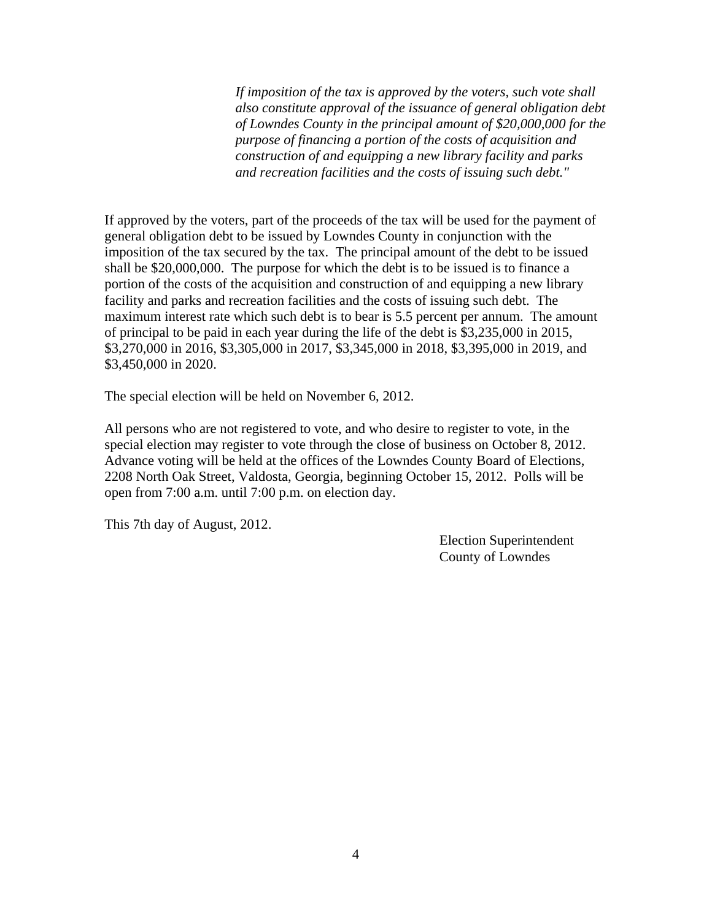*If imposition of the tax is approved by the voters, such vote shall also constitute approval of the issuance of general obligation debt of Lowndes County in the principal amount of $20,000,000 for the purpose of financing a portion of the costs of acquisition and construction of and equipping a new library facility and parks and recreation facilities and the costs of issuing such debt."*

If approved by the voters, part of the proceeds of the tax will be used for the payment of general obligation debt to be issued by Lowndes County in conjunction with the imposition of the tax secured by the tax. The principal amount of the debt to be issued shall be $20,000,000. The purpose for which the debt is to be issued is to finance a portion of the costs of the acquisition and construction of and equipping a new library facility and parks and recreation facilities and the costs of issuing such debt. The maximum interest rate which such debt is to bear is 5.5 percent per annum. The amount of principal to be paid in each year during the life of the debt is $3,235,000 in 2015, $3,270,000 in 2016, $3,305,000 in 2017, $3,345,000 in 2018, $3,395,000 in 2019, and $3,450,000 in 2020.

The special election will be held on November 6, 2012.

All persons who are not registered to vote, and who desire to register to vote, in the special election may register to vote through the close of business on October 8, 2012. Advance voting will be held at the offices of the Lowndes County Board of Elections, 2208 North Oak Street, Valdosta, Georgia, beginning October 15, 2012. Polls will be open from 7:00 a.m. until 7:00 p.m. on election day.

This 7th day of August, 2012.

Election Superintendent
County of Lowndes